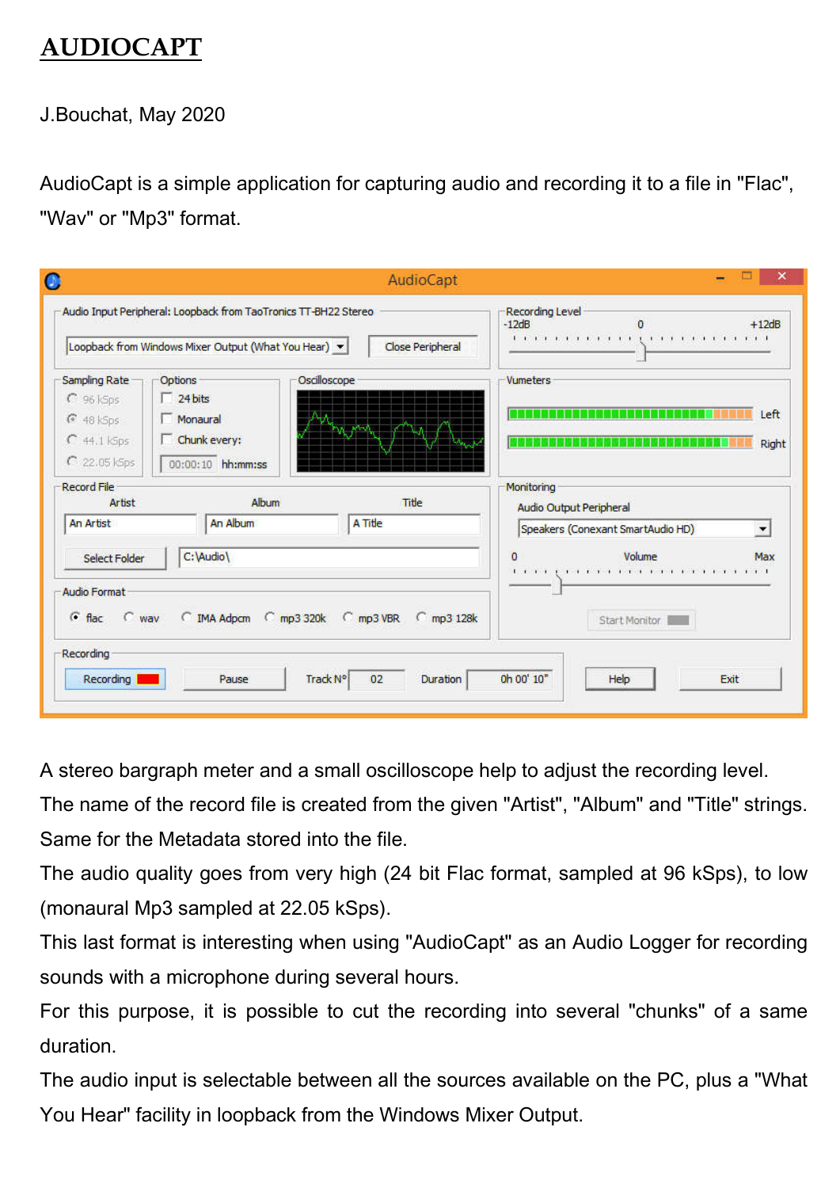# AUDIOCAPT

J.Bouchat, May 2020

AudioCapt is a simple application for capturing audio and recording it to a file in "Flac", "Wav" or "Mp3" format.

A stereo bargraph meter and a small oscilloscope help to adjust the recording level.
The name of the record file is created from the given "Artist", "Album" and "Title" strings.
Same for the Metadata stored into the file.
The audio quality goes from very high (24 bit Flac format, sampled at 96 kSps), to low (monaural Mp3 sampled at 22.05 kSps).
This last format is interesting when using "AudioCapt" as an Audio Logger for recording sounds with a microphone during several hours.
For this purpose, it is possible to cut the recording into several "chunks" of a same duration.
The audio input is selectable between all the sources available on the PC, plus a "What You Hear" facility in loopback from the Windows Mixer Output.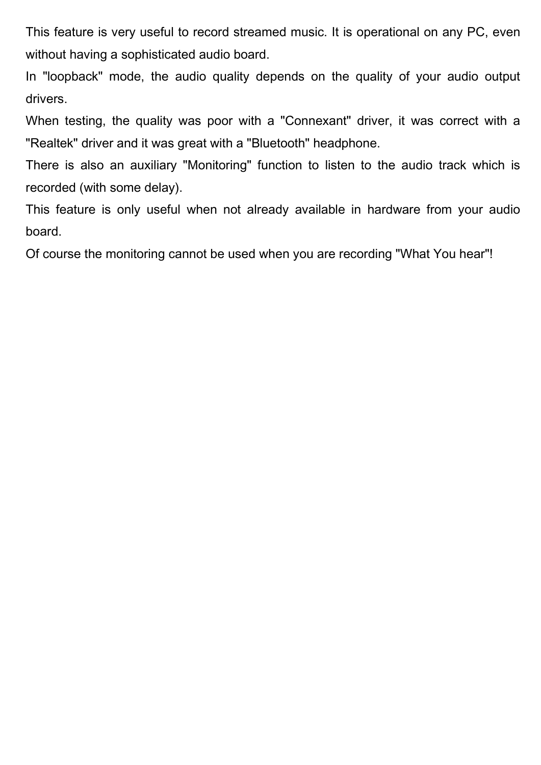This feature is very useful to record streamed music. It is operational on any PC, even without having a sophisticated audio board.

In "loopback" mode, the audio quality depends on the quality of your audio output drivers.

When testing, the quality was poor with a "Connexant" driver, it was correct with a "Realtek" driver and it was great with a "Bluetooth" headphone.

There is also an auxiliary "Monitoring" function to listen to the audio track which is recorded (with some delay).

This feature is only useful when not already available in hardware from your audio board.

Of course the monitoring cannot be used when you are recording "What You hear"!